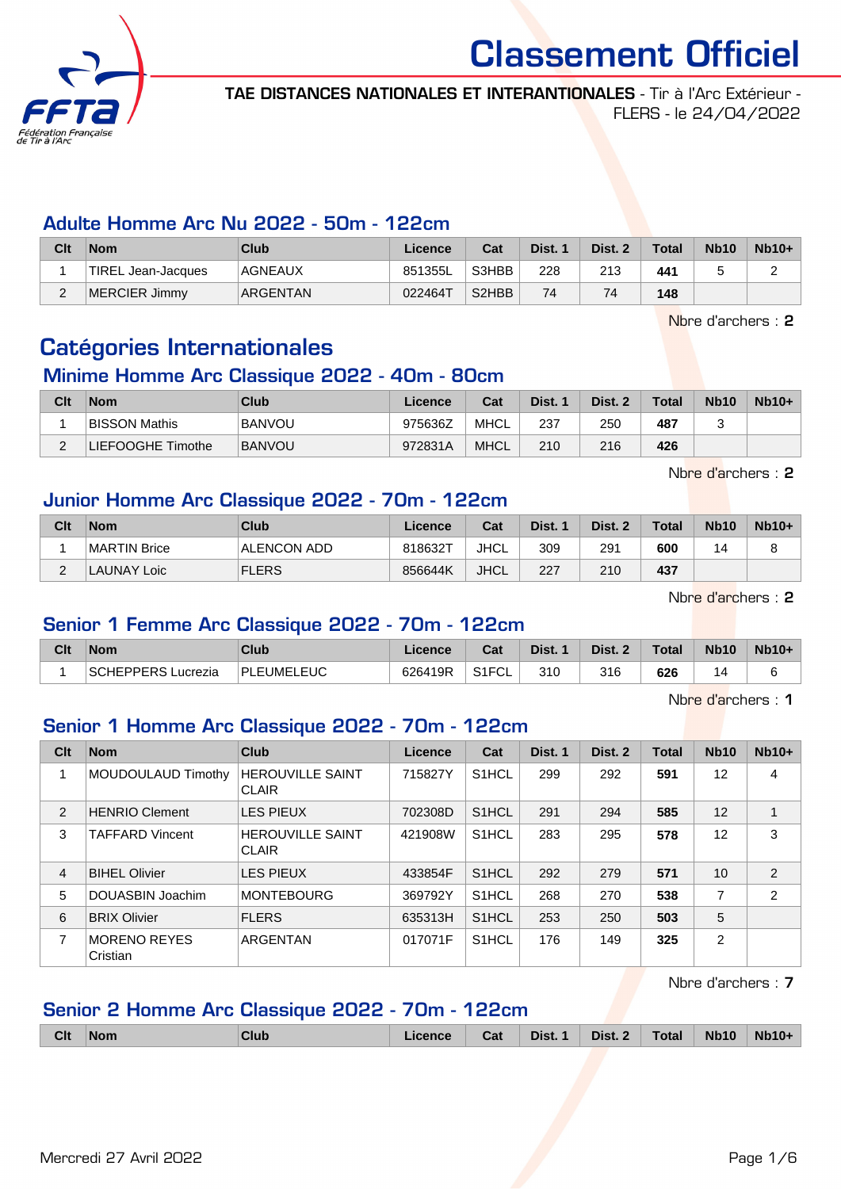# Classement Officiel

**TAE DISTANCES NATIONALES ET INTERANTIONALES** - Tir à l'Arc Extérieur - FLERS - le 24/04/2022

## Adulte Homme Arc Nu 2022 - 50m - 122cm

| Clt | Nom | Club | Licence | Cat | Dist. 1 | Dist. 2 | Total | Nb10 | Nb10+ |
|---|---|---|---|---|---|---|---|---|---|
| 1 | TIREL Jean-Jacques | AGNEAUX | 851355L | S3HBB | 228 | 213 | **441** | 5 | 2 |
| 2 | MERCIER Jimmy | ARGENTAN | 022464T | S2HBB | 74 | 74 | **148** | | |

Nbre d'archers : **2**

# Catégories Internationales

## Minime Homme Arc Classique 2022 - 40m - 80cm

| Clt | Nom | Club | Licence | Cat | Dist. 1 | Dist. 2 | Total | Nb10 | Nb10+ |
|---|---|---|---|---|---|---|---|---|---|
| 1 | BISSON Mathis | BANVOU | 975636Z | MHCL | 237 | 250 | **487** | 3 | |
| 2 | LIEFOOGHE Timothe | BANVOU | 972831A | MHCL | 210 | 216 | **426** | | |

Nbre d'archers : **2**

## Junior Homme Arc Classique 2022 - 70m - 122cm

| Clt | Nom | Club | Licence | Cat | Dist. 1 | Dist. 2 | Total | Nb10 | Nb10+ |
|---|---|---|---|---|---|---|---|---|---|
| 1 | MARTIN Brice | ALENCON ADD | 818632T | JHCL | 309 | 291 | **600** | 14 | 8 |
| 2 | LAUNAY Loic | FLERS | 856644K | JHCL | 227 | 210 | **437** | | |

Nbre d'archers : **2**

## Senior 1 Femme Arc Classique 2022 - 70m - 122cm

| Clt | Nom | Club | Licence | Cat | Dist. 1 | Dist. 2 | Total | Nb10 | Nb10+ |
|---|---|---|---|---|---|---|---|---|---|
| 1 | SCHEPPERS Lucrezia | PLEUMELEUC | 626419R | S1FCL | 310 | 316 | **626** | 14 | 6 |

Nbre d'archers : **1**

## Senior 1 Homme Arc Classique 2022 - 70m - 122cm

| Clt | Nom | Club | Licence | Cat | Dist. 1 | Dist. 2 | Total | Nb10 | Nb10+ |
|---|---|---|---|---|---|---|---|---|---|
| 1 | MOUDOULAUD Timothy | HEROUVILLE SAINT CLAIR | 715827Y | S1HCL | 299 | 292 | **591** | 12 | 4 |
| 2 | HENRIO Clement | LES PIEUX | 702308D | S1HCL | 291 | 294 | **585** | 12 | 1 |
| 3 | TAFFARD Vincent | HEROUVILLE SAINT CLAIR | 421908W | S1HCL | 283 | 295 | **578** | 12 | 3 |
| 4 | BIHEL Olivier | LES PIEUX | 433854F | S1HCL | 292 | 279 | **571** | 10 | 2 |
| 5 | DOUASBIN Joachim | MONTEBOURG | 369792Y | S1HCL | 268 | 270 | **538** | 7 | 2 |
| 6 | BRIX Olivier | FLERS | 635313H | S1HCL | 253 | 250 | **503** | 5 | |
| 7 | MORENO REYES Cristian | ARGENTAN | 017071F | S1HCL | 176 | 149 | **325** | 2 | |

Nbre d'archers : **7**

## Senior 2 Homme Arc Classique 2022 - 70m - 122cm

| Clt | Nom | Club | Licence | Cat | Dist. 1 | Dist. 2 | Total | Nb10 | Nb10+ |
|---|---|---|---|---|---|---|---|---|---|

Mercredi 27 Avril 2022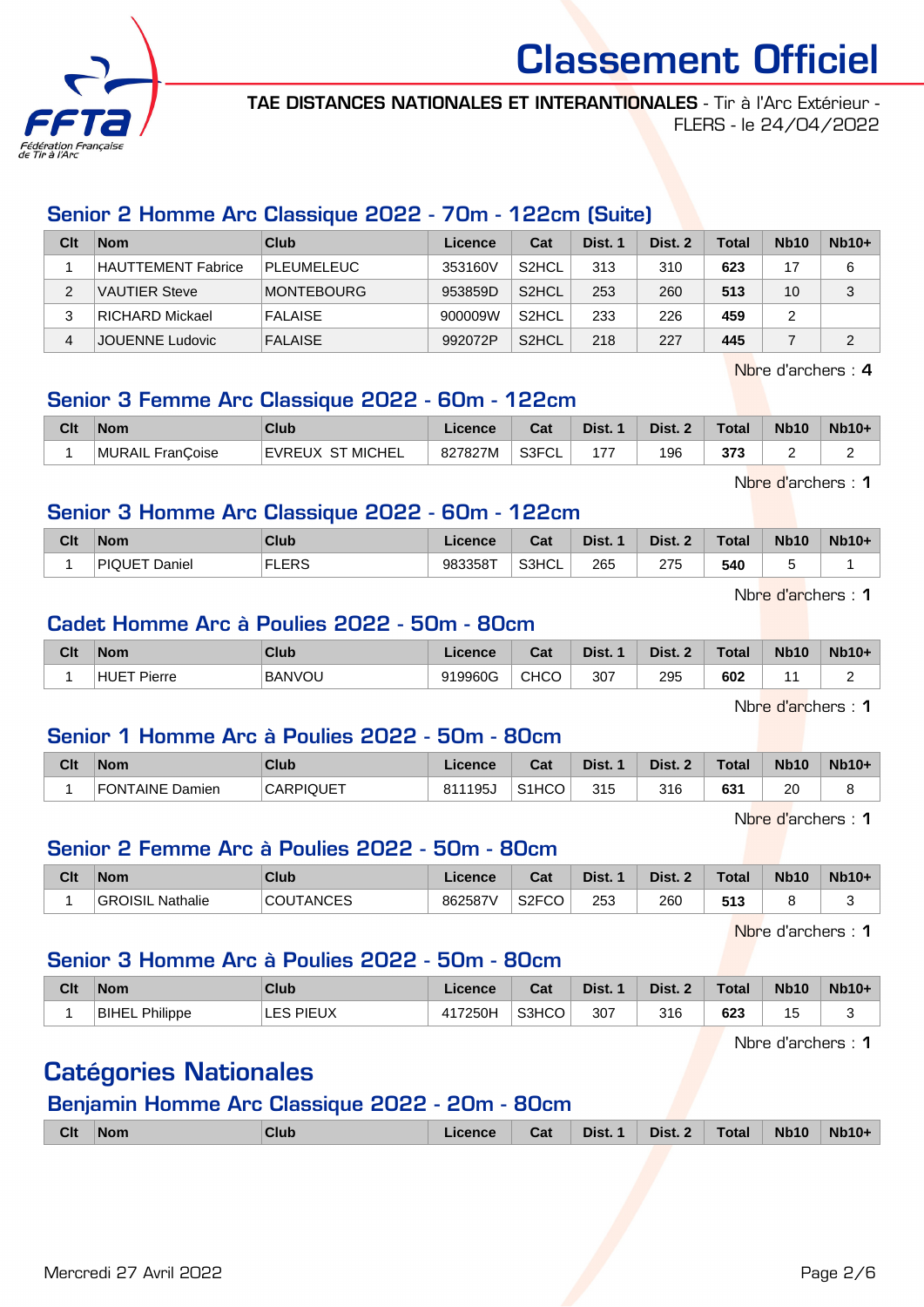# Classement Officiel

**TAE DISTANCES NATIONALES ET INTERANTIONALES** - Tir à l'Arc Extérieur - FLERS - le 24/04/2022

## Senior 2 Homme Arc Classique 2022 - 70m - 122cm (Suite)

| Clt | Nom | Club | Licence | Cat | Dist. 1 | Dist. 2 | Total | Nb10 | Nb10+ |
|---|---|---|---|---|---|---|---|---|---|
| 1 | HAUTTEMENT Fabrice | PLEUMELEUC | 353160V | S2HCL | 313 | 310 | **623** | 17 | 6 |
| 2 | VAUTIER Steve | MONTEBOURG | 953859D | S2HCL | 253 | 260 | **513** | 10 | 3 |
| 3 | RICHARD Mickael | FALAISE | 900009W | S2HCL | 233 | 226 | **459** | 2 | |
| 4 | JOUENNE Ludovic | FALAISE | 992072P | S2HCL | 218 | 227 | **445** | 7 | 2 |

Nbre d'archers : **4**

## Senior 3 Femme Arc Classique 2022 - 60m - 122cm

| Clt | Nom | Club | Licence | Cat | Dist. 1 | Dist. 2 | Total | Nb10 | Nb10+ |
|---|---|---|---|---|---|---|---|---|---|
| 1 | MURAIL FranÇoise | EVREUX ST MICHEL | 827827M | S3FCL | 177 | 196 | **373** | 2 | 2 |

Nbre d'archers : **1**

## Senior 3 Homme Arc Classique 2022 - 60m - 122cm

| Clt | Nom | Club | Licence | Cat | Dist. 1 | Dist. 2 | Total | Nb10 | Nb10+ |
|---|---|---|---|---|---|---|---|---|---|
| 1 | PIQUET Daniel | FLERS | 983358T | S3HCL | 265 | 275 | **540** | 5 | 1 |

Nbre d'archers : **1**

## Cadet Homme Arc à Poulies 2022 - 50m - 80cm

| Clt | Nom | Club | Licence | Cat | Dist. 1 | Dist. 2 | Total | Nb10 | Nb10+ |
|---|---|---|---|---|---|---|---|---|---|
| 1 | HUET Pierre | BANVOU | 919960G | CHCO | 307 | 295 | **602** | 11 | 2 |

Nbre d'archers : **1**

## Senior 1 Homme Arc à Poulies 2022 - 50m - 80cm

| Clt | Nom | Club | Licence | Cat | Dist. 1 | Dist. 2 | Total | Nb10 | Nb10+ |
|---|---|---|---|---|---|---|---|---|---|
| 1 | FONTAINE Damien | CARPIQUET | 811195J | S1HCO | 315 | 316 | **631** | 20 | 8 |

Nbre d'archers : **1**

## Senior 2 Femme Arc à Poulies 2022 - 50m - 80cm

| Clt | Nom | Club | Licence | Cat | Dist. 1 | Dist. 2 | Total | Nb10 | Nb10+ |
|---|---|---|---|---|---|---|---|---|---|
| 1 | GROISIL Nathalie | COUTANCES | 862587V | S2FCO | 253 | 260 | **513** | 8 | 3 |

Nbre d'archers : **1**

## Senior 3 Homme Arc à Poulies 2022 - 50m - 80cm

| Clt | Nom | Club | Licence | Cat | Dist. 1 | Dist. 2 | Total | Nb10 | Nb10+ |
|---|---|---|---|---|---|---|---|---|---|
| 1 | BIHEL Philippe | LES PIEUX | 417250H | S3HCO | 307 | 316 | **623** | 15 | 3 |

Nbre d'archers : **1**

# Catégories Nationales

## Benjamin Homme Arc Classique 2022 - 20m - 80cm

| Clt | Nom | Club | Licence | Cat | Dist. 1 | Dist. 2 | Total | Nb10 | Nb10+ |
|---|---|---|---|---|---|---|---|---|---|

Mercredi 27 Avril 2022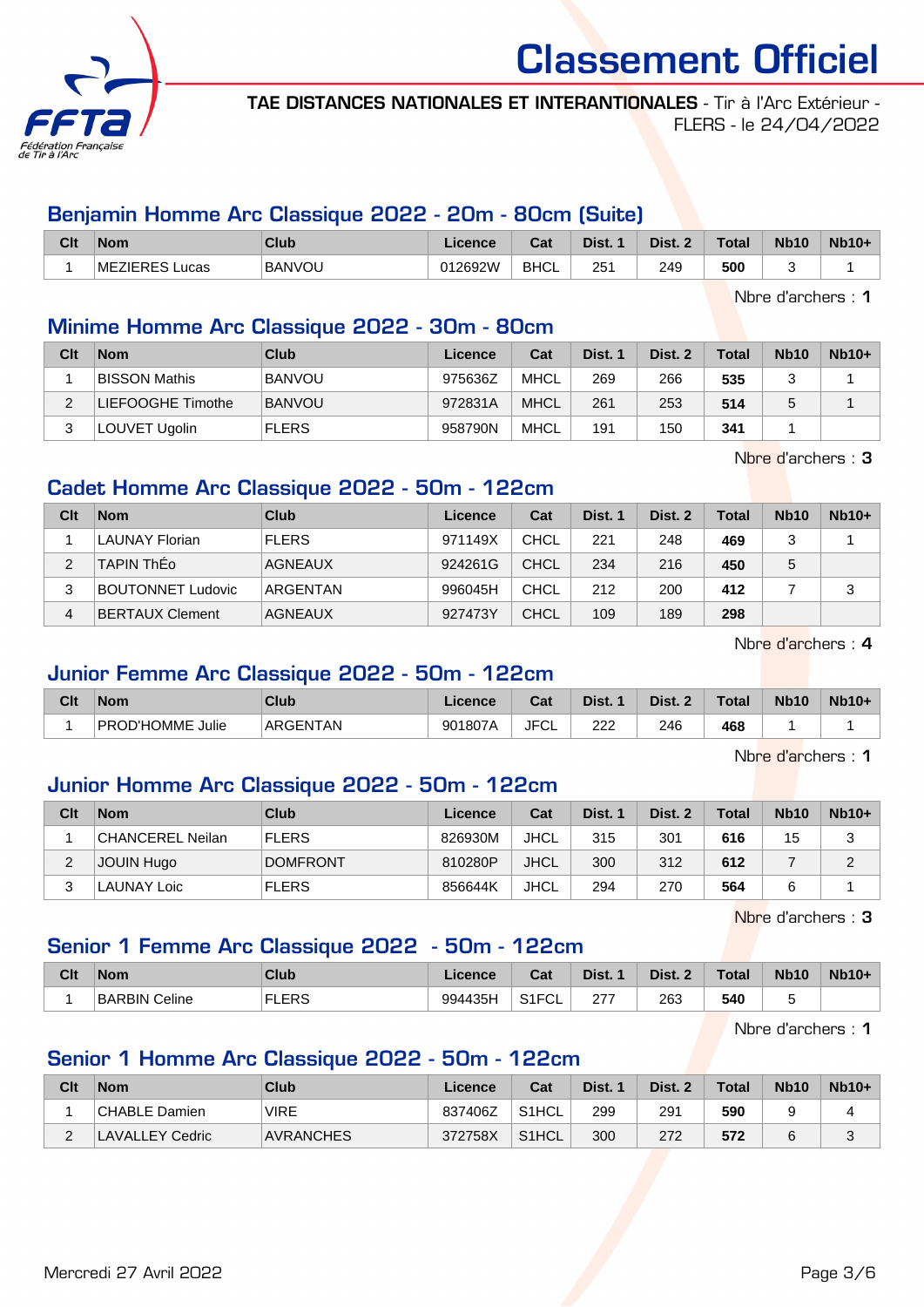# Classement Officiel

**TAE DISTANCES NATIONALES ET INTERANTIONALES** - Tir à l'Arc Extérieur - FLERS - le 24/04/2022

## Benjamin Homme Arc Classique 2022 - 20m - 80cm (Suite)

| Clt | Nom | Club | Licence | Cat | Dist. 1 | Dist. 2 | Total | Nb10 | Nb10+ |
|---|---|---|---|---|---|---|---|---|---|
| 1 | MEZIERES Lucas | BANVOU | 012692W | BHCL | 251 | 249 | **500** | 3 | 1 |

Nbre d'archers : **1**

## Minime Homme Arc Classique 2022 - 30m - 80cm

| Clt | Nom | Club | Licence | Cat | Dist. 1 | Dist. 2 | Total | Nb10 | Nb10+ |
|---|---|---|---|---|---|---|---|---|---|
| 1 | BISSON Mathis | BANVOU | 975636Z | MHCL | 269 | 266 | **535** | 3 | 1 |
| 2 | LIEFOOGHE Timothe | BANVOU | 972831A | MHCL | 261 | 253 | **514** | 5 | 1 |
| 3 | LOUVET Ugolin | FLERS | 958790N | MHCL | 191 | 150 | **341** | 1 | |

Nbre d'archers : **3**

## Cadet Homme Arc Classique 2022 - 50m - 122cm

| Clt | Nom | Club | Licence | Cat | Dist. 1 | Dist. 2 | Total | Nb10 | Nb10+ |
|---|---|---|---|---|---|---|---|---|---|
| 1 | LAUNAY Florian | FLERS | 971149X | CHCL | 221 | 248 | **469** | 3 | 1 |
| 2 | TAPIN ThÉo | AGNEAUX | 924261G | CHCL | 234 | 216 | **450** | 5 | |
| 3 | BOUTONNET Ludovic | ARGENTAN | 996045H | CHCL | 212 | 200 | **412** | 7 | 3 |
| 4 | BERTAUX Clement | AGNEAUX | 927473Y | CHCL | 109 | 189 | **298** | | |

Nbre d'archers : **4**

## Junior Femme Arc Classique 2022 - 50m - 122cm

| Clt | Nom | Club | Licence | Cat | Dist. 1 | Dist. 2 | Total | Nb10 | Nb10+ |
|---|---|---|---|---|---|---|---|---|---|
| 1 | PROD'HOMME Julie | ARGENTAN | 901807A | JFCL | 222 | 246 | **468** | 1 | 1 |

Nbre d'archers : **1**

## Junior Homme Arc Classique 2022 - 50m - 122cm

| Clt | Nom | Club | Licence | Cat | Dist. 1 | Dist. 2 | Total | Nb10 | Nb10+ |
|---|---|---|---|---|---|---|---|---|---|
| 1 | CHANCEREL Neilan | FLERS | 826930M | JHCL | 315 | 301 | **616** | 15 | 3 |
| 2 | JOUIN Hugo | DOMFRONT | 810280P | JHCL | 300 | 312 | **612** | 7 | 2 |
| 3 | LAUNAY Loic | FLERS | 856644K | JHCL | 294 | 270 | **564** | 6 | 1 |

Nbre d'archers : **3**

## Senior 1 Femme Arc Classique 2022 - 50m - 122cm

| Clt | Nom | Club | Licence | Cat | Dist. 1 | Dist. 2 | Total | Nb10 | Nb10+ |
|---|---|---|---|---|---|---|---|---|---|
| 1 | BARBIN Celine | FLERS | 994435H | S1FCL | 277 | 263 | **540** | 5 | |

Nbre d'archers : **1**

## Senior 1 Homme Arc Classique 2022 - 50m - 122cm

| Clt | Nom | Club | Licence | Cat | Dist. 1 | Dist. 2 | Total | Nb10 | Nb10+ |
|---|---|---|---|---|---|---|---|---|---|
| 1 | CHABLE Damien | VIRE | 837406Z | S1HCL | 299 | 291 | **590** | 9 | 4 |
| 2 | LAVALLEY Cedric | AVRANCHES | 372758X | S1HCL | 300 | 272 | **572** | 6 | 3 |

Mercredi 27 Avril 2022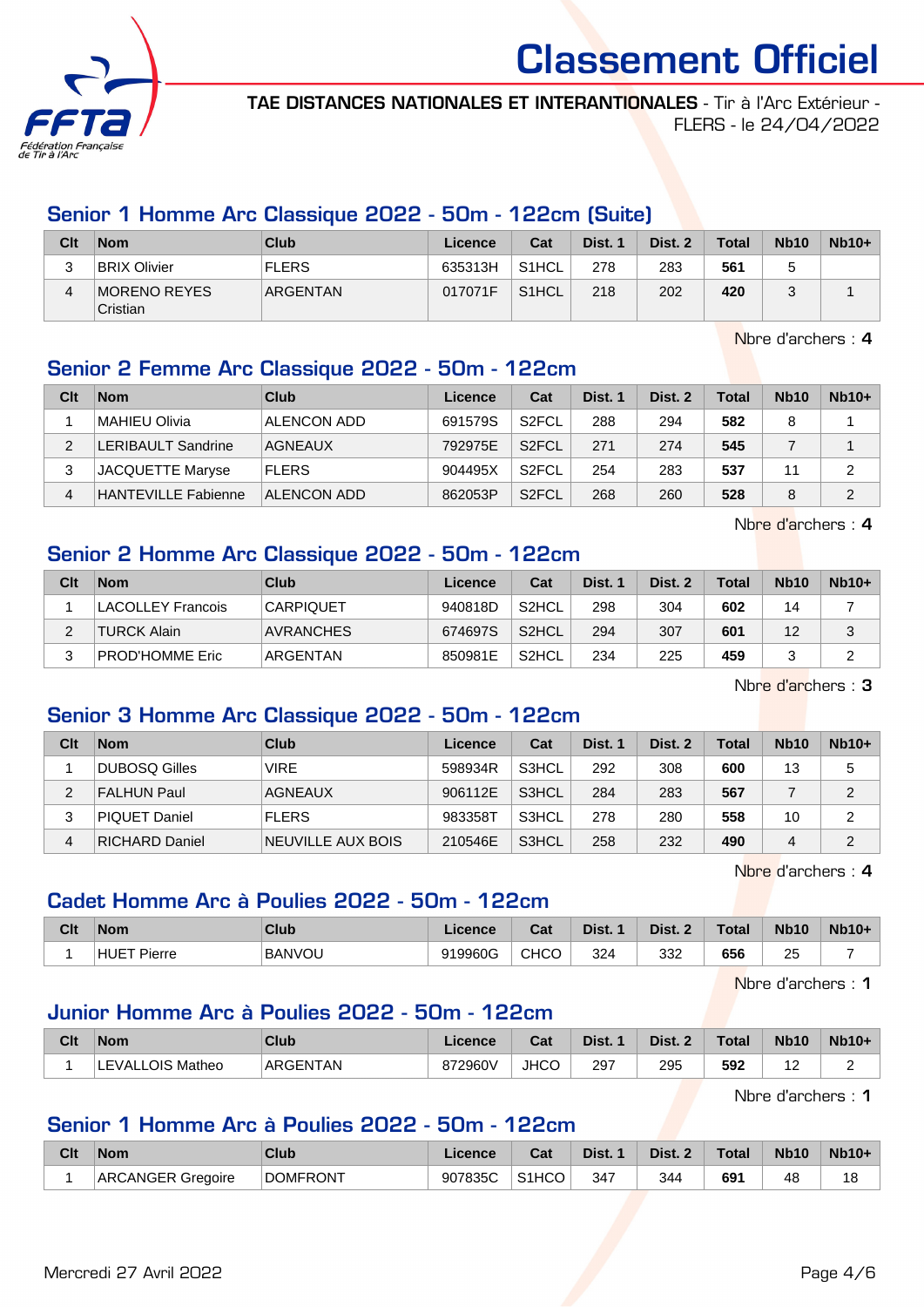# Classement Officiel

**TAE DISTANCES NATIONALES ET INTERANTIONALES** - Tir à l'Arc Extérieur - FLERS - le 24/04/2022

## Senior 1 Homme Arc Classique 2022 - 50m - 122cm (Suite)

| Clt | Nom | Club | Licence | Cat | Dist. 1 | Dist. 2 | Total | Nb10 | Nb10+ |
|---|---|---|---|---|---|---|---|---|---|
| 3 | BRIX Olivier | FLERS | 635313H | S1HCL | 278 | 283 | **561** | 5 | |
| 4 | MORENO REYES Cristian | ARGENTAN | 017071F | S1HCL | 218 | 202 | **420** | 3 | 1 |

Nbre d'archers : **4**

## Senior 2 Femme Arc Classique 2022 - 50m - 122cm

| Clt | Nom | Club | Licence | Cat | Dist. 1 | Dist. 2 | Total | Nb10 | Nb10+ |
|---|---|---|---|---|---|---|---|---|---|
| 1 | MAHIEU Olivia | ALENCON ADD | 691579S | S2FCL | 288 | 294 | **582** | 8 | 1 |
| 2 | LERIBAULT Sandrine | AGNEAUX | 792975E | S2FCL | 271 | 274 | **545** | 7 | 1 |
| 3 | JACQUETTE Maryse | FLERS | 904495X | S2FCL | 254 | 283 | **537** | 11 | 2 |
| 4 | HANTEVILLE Fabienne | ALENCON ADD | 862053P | S2FCL | 268 | 260 | **528** | 8 | 2 |

Nbre d'archers : **4**

## Senior 2 Homme Arc Classique 2022 - 50m - 122cm

| Clt | Nom | Club | Licence | Cat | Dist. 1 | Dist. 2 | Total | Nb10 | Nb10+ |
|---|---|---|---|---|---|---|---|---|---|
| 1 | LACOLLEY Francois | CARPIQUET | 940818D | S2HCL | 298 | 304 | **602** | 14 | 7 |
| 2 | TURCK Alain | AVRANCHES | 674697S | S2HCL | 294 | 307 | **601** | 12 | 3 |
| 3 | PROD'HOMME Eric | ARGENTAN | 850981E | S2HCL | 234 | 225 | **459** | 3 | 2 |

Nbre d'archers : **3**

## Senior 3 Homme Arc Classique 2022 - 50m - 122cm

| Clt | Nom | Club | Licence | Cat | Dist. 1 | Dist. 2 | Total | Nb10 | Nb10+ |
|---|---|---|---|---|---|---|---|---|---|
| 1 | DUBOSQ Gilles | VIRE | 598934R | S3HCL | 292 | 308 | **600** | 13 | 5 |
| 2 | FALHUN Paul | AGNEAUX | 906112E | S3HCL | 284 | 283 | **567** | 7 | 2 |
| 3 | PIQUET Daniel | FLERS | 983358T | S3HCL | 278 | 280 | **558** | 10 | 2 |
| 4 | RICHARD Daniel | NEUVILLE AUX BOIS | 210546E | S3HCL | 258 | 232 | **490** | 4 | 2 |

Nbre d'archers : **4**

## Cadet Homme Arc à Poulies 2022 - 50m - 122cm

| Clt | Nom | Club | Licence | Cat | Dist. 1 | Dist. 2 | Total | Nb10 | Nb10+ |
|---|---|---|---|---|---|---|---|---|---|
| 1 | HUET Pierre | BANVOU | 919960G | CHCO | 324 | 332 | **656** | 25 | 7 |

Nbre d'archers : **1**

## Junior Homme Arc à Poulies 2022 - 50m - 122cm

| Clt | Nom | Club | Licence | Cat | Dist. 1 | Dist. 2 | Total | Nb10 | Nb10+ |
|---|---|---|---|---|---|---|---|---|---|
| 1 | LEVALLOIS Matheo | ARGENTAN | 872960V | JHCO | 297 | 295 | **592** | 12 | 2 |

Nbre d'archers : **1**

## Senior 1 Homme Arc à Poulies 2022 - 50m - 122cm

| Clt | Nom | Club | Licence | Cat | Dist. 1 | Dist. 2 | Total | Nb10 | Nb10+ |
|---|---|---|---|---|---|---|---|---|---|
| 1 | ARCANGER Gregoire | DOMFRONT | 907835C | S1HCO | 347 | 344 | **691** | 48 | 18 |

Mercredi 27 Avril 2022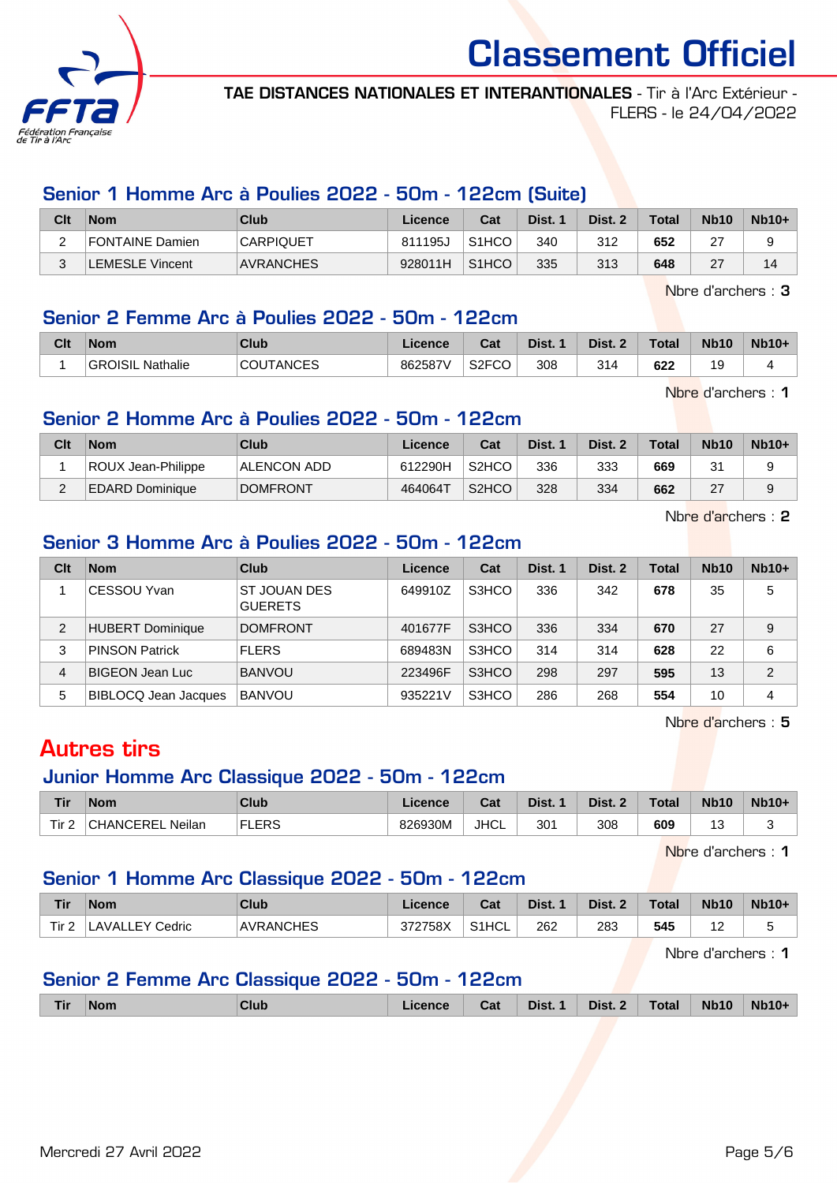# Classement Officiel

**TAE DISTANCES NATIONALES ET INTERANTIONALES** - Tir à l'Arc Extérieur - FLERS - le 24/04/2022

## Senior 1 Homme Arc à Poulies 2022 - 50m - 122cm (Suite)

| Clt | Nom | Club | Licence | Cat | Dist. 1 | Dist. 2 | Total | Nb10 | Nb10+ |
|---|---|---|---|---|---|---|---|---|---|
| 2 | FONTAINE Damien | CARPIQUET | 811195J | S1HCO | 340 | 312 | **652** | 27 | 9 |
| 3 | LEMESLE Vincent | AVRANCHES | 928011H | S1HCO | 335 | 313 | **648** | 27 | 14 |

Nbre d'archers : **3**

## Senior 2 Femme Arc à Poulies 2022 - 50m - 122cm

| Clt | Nom | Club | Licence | Cat | Dist. 1 | Dist. 2 | Total | Nb10 | Nb10+ |
|---|---|---|---|---|---|---|---|---|---|
| 1 | GROISIL Nathalie | COUTANCES | 862587V | S2FCO | 308 | 314 | **622** | 19 | 4 |

Nbre d'archers : **1**

## Senior 2 Homme Arc à Poulies 2022 - 50m - 122cm

| Clt | Nom | Club | Licence | Cat | Dist. 1 | Dist. 2 | Total | Nb10 | Nb10+ |
|---|---|---|---|---|---|---|---|---|---|
| 1 | ROUX Jean-Philippe | ALENCON ADD | 612290H | S2HCO | 336 | 333 | **669** | 31 | 9 |
| 2 | EDARD Dominique | DOMFRONT | 464064T | S2HCO | 328 | 334 | **662** | 27 | 9 |

Nbre d'archers : **2**

## Senior 3 Homme Arc à Poulies 2022 - 50m - 122cm

| Clt | Nom | Club | Licence | Cat | Dist. 1 | Dist. 2 | Total | Nb10 | Nb10+ |
|---|---|---|---|---|---|---|---|---|---|
| 1 | CESSOU Yvan | ST JOUAN DES GUERETS | 649910Z | S3HCO | 336 | 342 | **678** | 35 | 5 |
| 2 | HUBERT Dominique | DOMFRONT | 401677F | S3HCO | 336 | 334 | **670** | 27 | 9 |
| 3 | PINSON Patrick | FLERS | 689483N | S3HCO | 314 | 314 | **628** | 22 | 6 |
| 4 | BIGEON Jean Luc | BANVOU | 223496F | S3HCO | 298 | 297 | **595** | 13 | 2 |
| 5 | BIBLOCQ Jean Jacques | BANVOU | 935221V | S3HCO | 286 | 268 | **554** | 10 | 4 |

Nbre d'archers : **5**

# Autres tirs

## Junior Homme Arc Classique 2022 - 50m - 122cm

| Tir | Nom | Club | Licence | Cat | Dist. 1 | Dist. 2 | Total | Nb10 | Nb10+ |
|---|---|---|---|---|---|---|---|---|---|
| Tir 2 | CHANCEREL Neilan | FLERS | 826930M | JHCL | 301 | 308 | **609** | 13 | 3 |

Nbre d'archers : **1**

## Senior 1 Homme Arc Classique 2022 - 50m - 122cm

| Tir | Nom | Club | Licence | Cat | Dist. 1 | Dist. 2 | Total | Nb10 | Nb10+ |
|---|---|---|---|---|---|---|---|---|---|
| Tir 2 | LAVALLEY Cedric | AVRANCHES | 372758X | S1HCL | 262 | 283 | **545** | 12 | 5 |

Nbre d'archers : **1**

## Senior 2 Femme Arc Classique 2022 - 50m - 122cm

| Tir | Nom | Club | Licence | Cat | Dist. 1 | Dist. 2 | Total | Nb10 | Nb10+ |
|---|---|---|---|---|---|---|---|---|---|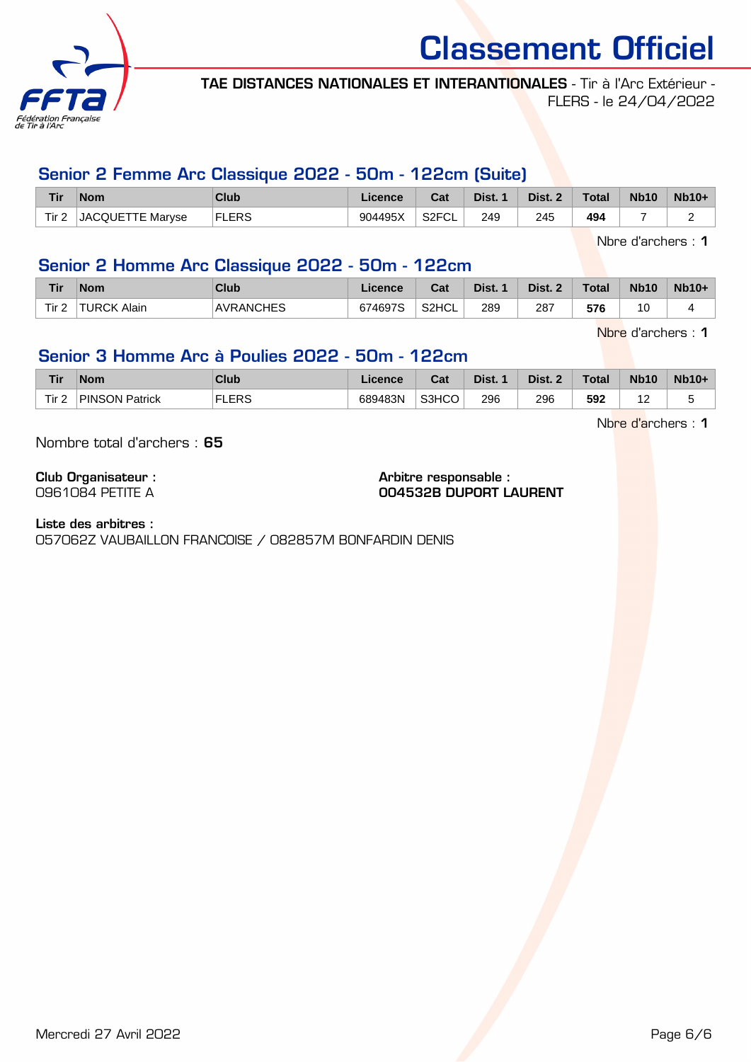# Classement Officiel

**TAE DISTANCES NATIONALES ET INTERANTIONALES** - Tir à l'Arc Extérieur - FLERS - le 24/04/2022

## Senior 2 Femme Arc Classique 2022 - 50m - 122cm (Suite)

| Tir | Nom | Club | Licence | Cat | Dist. 1 | Dist. 2 | Total | Nb10 | Nb10+ |
|---|---|---|---|---|---|---|---|---|---|
| Tir 2 | JACQUETTE Maryse | FLERS | 904495X | S2FCL | 249 | 245 | **494** | 7 | 2 |

Nbre d'archers : **1**

## Senior 2 Homme Arc Classique 2022 - 50m - 122cm

| Tir | Nom | Club | Licence | Cat | Dist. 1 | Dist. 2 | Total | Nb10 | Nb10+ |
|---|---|---|---|---|---|---|---|---|---|
| Tir 2 | TURCK Alain | AVRANCHES | 674697S | S2HCL | 289 | 287 | **576** | 10 | 4 |

Nbre d'archers : **1**

## Senior 3 Homme Arc à Poulies 2022 - 50m - 122cm

| Tir | Nom | Club | Licence | Cat | Dist. 1 | Dist. 2 | Total | Nb10 | Nb10+ |
|---|---|---|---|---|---|---|---|---|---|
| Tir 2 | PINSON Patrick | FLERS | 689483N | S3HCO | 296 | 296 | **592** | 12 | 5 |

Nbre d'archers : **1**

Nombre total d'archers : **65**

**Club Organisateur :**
0961084 PETITE A

**Arbitre responsable :**
**004532B DUPORT LAURENT**

**Liste des arbitres :**
057062Z VAUBAILLON FRANCOISE / 082857M BONFARDIN DENIS

Mercredi 27 Avril 2022